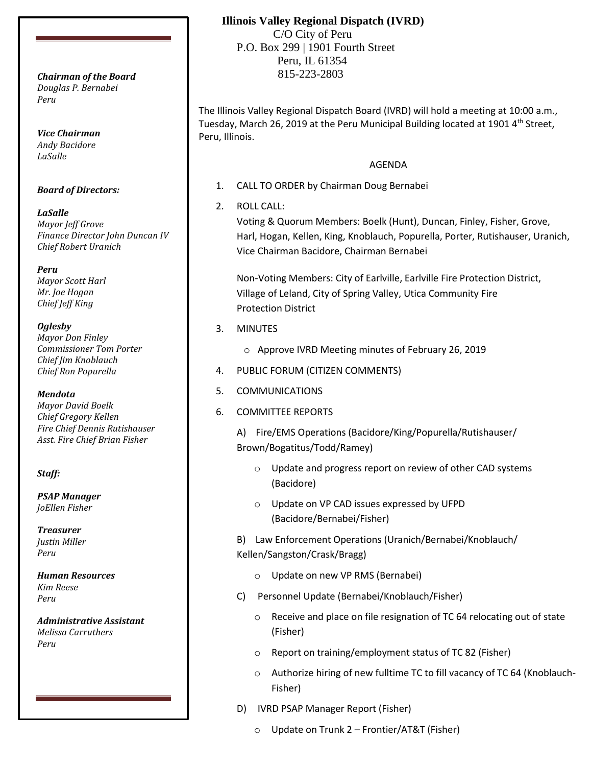# Illinois Valley Regional Dispatch (IVRD)

C/O City of Peru
P.O. Box 299 | 1901 Fourth Street
Peru, IL 61354
815-223-2803

***Chairman of the Board***
*Douglas P. Bernabei*
*Peru*

***Vice Chairman***
*Andy Bacidore*
*LaSalle*

***Board of Directors:***

***LaSalle***
*Mayor Jeff Grove*
*Finance Director John Duncan IV*
*Chief Robert Uranich*

***Peru***
*Mayor Scott Harl*
*Mr. Joe Hogan*
*Chief Jeff King*

***Oglesby***
*Mayor Don Finley*
*Commissioner Tom Porter*
*Chief Jim Knoblauch*
*Chief Ron Popurella*

***Mendota***
*Mayor David Boelk*
*Chief Gregory Kellen*
*Fire Chief Dennis Rutishauser*
*Asst. Fire Chief Brian Fisher*

***Staff:***

***PSAP Manager***
*JoEllen Fisher*

***Treasurer***
*Justin Miller*
*Peru*

***Human Resources***
*Kim Reese*
*Peru*

***Administrative Assistant***
*Melissa Carruthers*
*Peru*

The Illinois Valley Regional Dispatch Board (IVRD) will hold a meeting at 10:00 a.m., Tuesday, March 26, 2019 at the Peru Municipal Building located at 1901 4th Street, Peru, Illinois.

AGENDA

1. CALL TO ORDER by Chairman Doug Bernabei
2. ROLL CALL:
   Voting & Quorum Members: Boelk (Hunt), Duncan, Finley, Fisher, Grove, Harl, Hogan, Kellen, King, Knoblauch, Popurella, Porter, Rutishauser, Uranich, Vice Chairman Bacidore, Chairman Bernabei

   Non-Voting Members: City of Earlville, Earlville Fire Protection District, Village of Leland, City of Spring Valley, Utica Community Fire Protection District
3. MINUTES
   - Approve IVRD Meeting minutes of February 26, 2019
4. PUBLIC FORUM (CITIZEN COMMENTS)
5. COMMUNICATIONS
6. COMMITTEE REPORTS

   A) Fire/EMS Operations (Bacidore/King/Popurella/Rutishauser/ Brown/Bogatitus/Todd/Ramey)
   - Update and progress report on review of other CAD systems (Bacidore)
   - Update on VP CAD issues expressed by UFPD (Bacidore/Bernabei/Fisher)

   B) Law Enforcement Operations (Uranich/Bernabei/Knoblauch/ Kellen/Sangston/Crask/Bragg)
   - Update on new VP RMS (Bernabei)

   C) Personnel Update (Bernabei/Knoblauch/Fisher)
   - Receive and place on file resignation of TC 64 relocating out of state (Fisher)
   - Report on training/employment status of TC 82 (Fisher)
   - Authorize hiring of new fulltime TC to fill vacancy of TC 64 (Knoblauch-Fisher)

   D) IVRD PSAP Manager Report (Fisher)
   - Update on Trunk 2 – Frontier/AT&T (Fisher)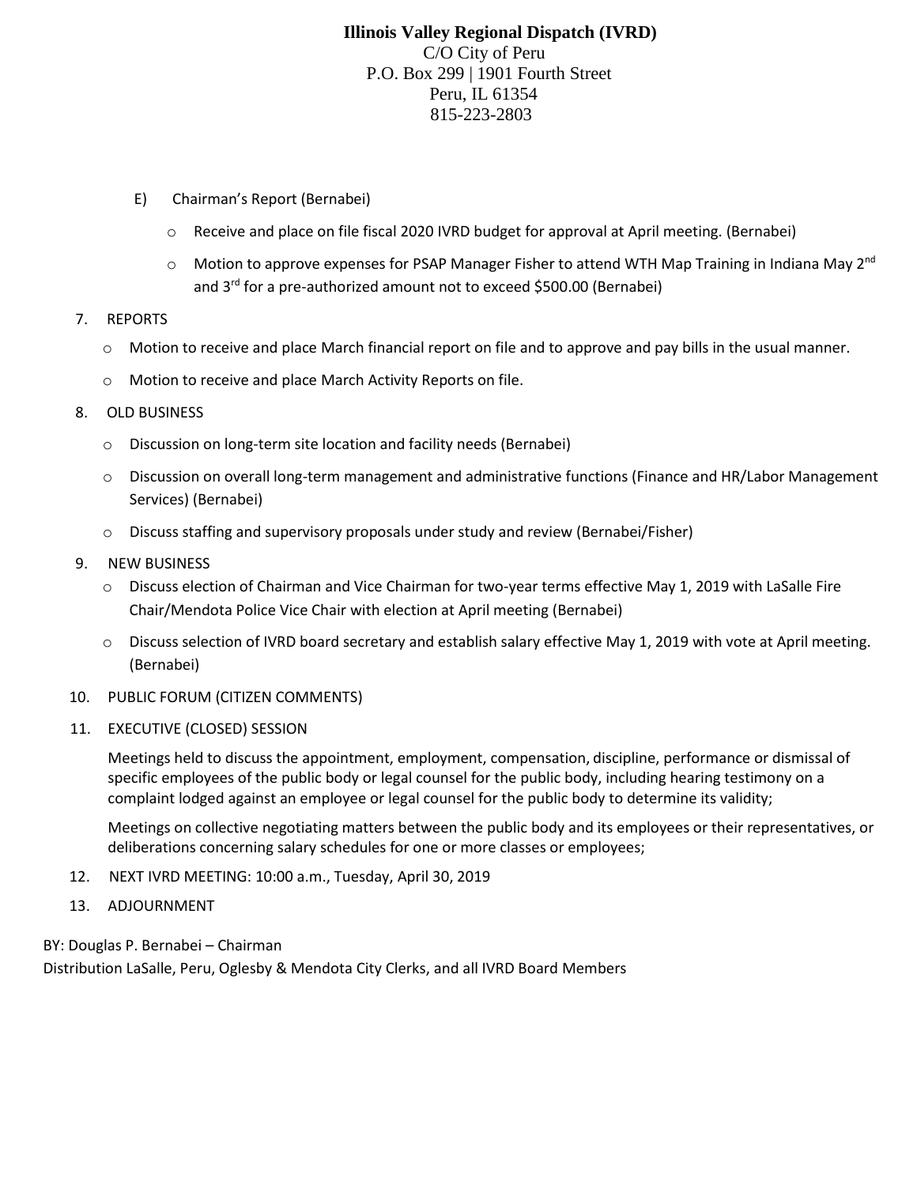**Illinois Valley Regional Dispatch (IVRD)**
C/O City of Peru
P.O. Box 299 | 1901 Fourth Street
Peru, IL 61354
815-223-2803

E) Chairman's Report (Bernabei)

- Receive and place on file fiscal 2020 IVRD budget for approval at April meeting. (Bernabei)
- Motion to approve expenses for PSAP Manager Fisher to attend WTH Map Training in Indiana May 2nd and 3rd for a pre-authorized amount not to exceed $500.00 (Bernabei)

7. REPORTS
   - Motion to receive and place March financial report on file and to approve and pay bills in the usual manner.
   - Motion to receive and place March Activity Reports on file.
8. OLD BUSINESS
   - Discussion on long-term site location and facility needs (Bernabei)
   - Discussion on overall long-term management and administrative functions (Finance and HR/Labor Management Services) (Bernabei)
   - Discuss staffing and supervisory proposals under study and review (Bernabei/Fisher)
9. NEW BUSINESS
   - Discuss election of Chairman and Vice Chairman for two-year terms effective May 1, 2019 with LaSalle Fire Chair/Mendota Police Vice Chair with election at April meeting (Bernabei)
   - Discuss selection of IVRD board secretary and establish salary effective May 1, 2019 with vote at April meeting. (Bernabei)
10. PUBLIC FORUM (CITIZEN COMMENTS)
11. EXECUTIVE (CLOSED) SESSION

    Meetings held to discuss the appointment, employment, compensation, discipline, performance or dismissal of specific employees of the public body or legal counsel for the public body, including hearing testimony on a complaint lodged against an employee or legal counsel for the public body to determine its validity;

    Meetings on collective negotiating matters between the public body and its employees or their representatives, or deliberations concerning salary schedules for one or more classes or employees;
12. NEXT IVRD MEETING: 10:00 a.m., Tuesday, April 30, 2019
13. ADJOURNMENT

BY: Douglas P. Bernabei – Chairman
Distribution LaSalle, Peru, Oglesby & Mendota City Clerks, and all IVRD Board Members